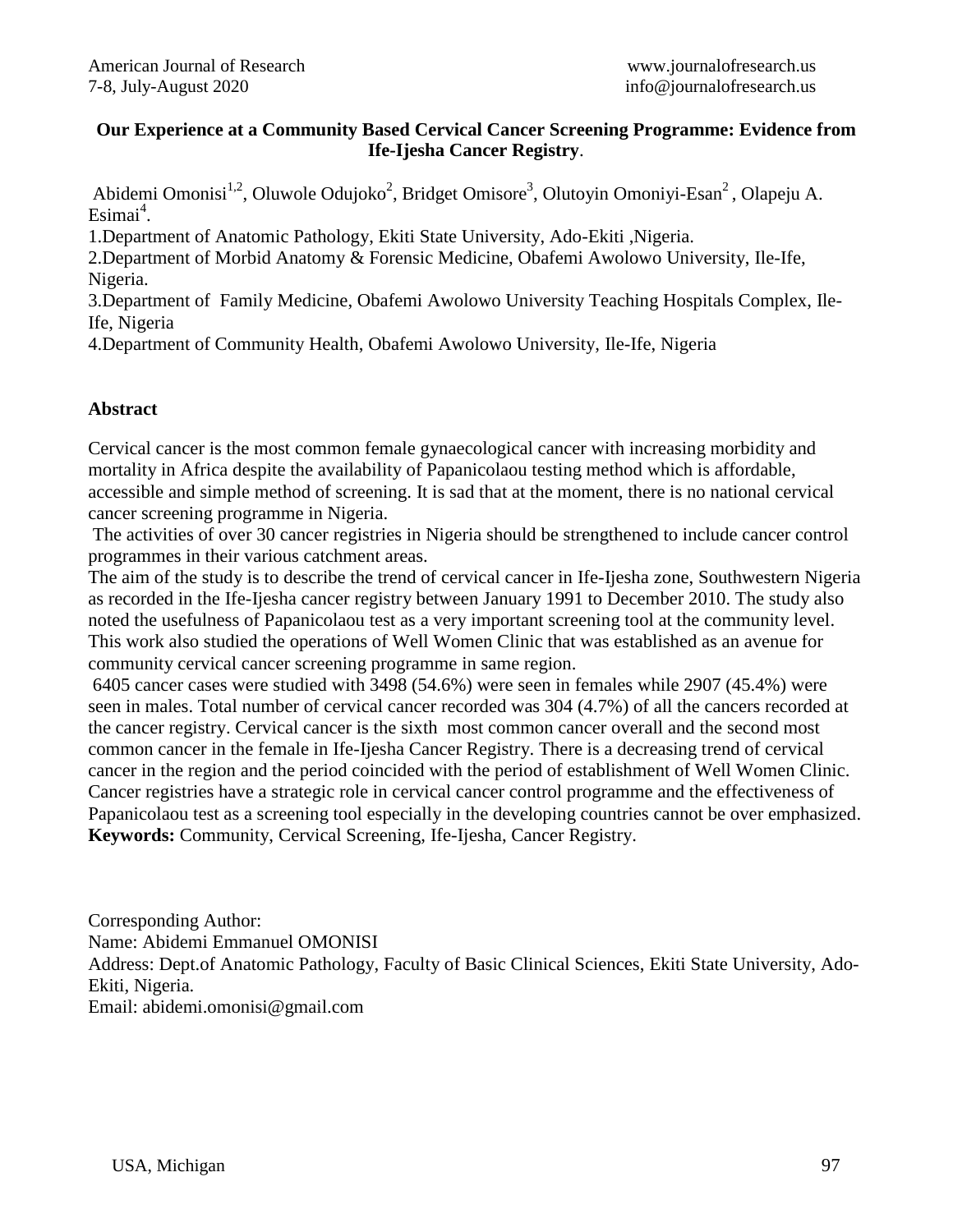# Our Experience at a Community Based Cervical Cancer Screening Programme: Evidence from Ife-Ijesha Cancer Registry.

Abidemi Omonisi[1,2], Oluwole Odujoko[2], Bridget Omisore[3], Olutoyin Omoniyi-Esan[2], Olapeju A. Esimai[4].

1.Department of Anatomic Pathology, Ekiti State University, Ado-Ekiti ,Nigeria.

2.Department of Morbid Anatomy & Forensic Medicine, Obafemi Awolowo University, Ile-Ife, Nigeria.

3.Department of Family Medicine, Obafemi Awolowo University Teaching Hospitals Complex, Ile-Ife, Nigeria

4.Department of Community Health, Obafemi Awolowo University, Ile-Ife, Nigeria

## Abstract

Cervical cancer is the most common female gynaecological cancer with increasing morbidity and mortality in Africa despite the availability of Papanicolaou testing method which is affordable, accessible and simple method of screening. It is sad that at the moment, there is no national cervical cancer screening programme in Nigeria.

The activities of over 30 cancer registries in Nigeria should be strengthened to include cancer control programmes in their various catchment areas.

The aim of the study is to describe the trend of cervical cancer in Ife-Ijesha zone, Southwestern Nigeria as recorded in the Ife-Ijesha cancer registry between January 1991 to December 2010. The study also noted the usefulness of Papanicolaou test as a very important screening tool at the community level. This work also studied the operations of Well Women Clinic that was established as an avenue for community cervical cancer screening programme in same region.

6405 cancer cases were studied with 3498 (54.6%) were seen in females while 2907 (45.4%) were seen in males. Total number of cervical cancer recorded was 304 (4.7%) of all the cancers recorded at the cancer registry. Cervical cancer is the sixth most common cancer overall and the second most common cancer in the female in Ife-Ijesha Cancer Registry. There is a decreasing trend of cervical cancer in the region and the period coincided with the period of establishment of Well Women Clinic. Cancer registries have a strategic role in cervical cancer control programme and the effectiveness of Papanicolaou test as a screening tool especially in the developing countries cannot be over emphasized.

**Keywords:** Community, Cervical Screening, Ife-Ijesha, Cancer Registry.

Corresponding Author:
Name: Abidemi Emmanuel OMONISI
Address: Dept.of Anatomic Pathology, Faculty of Basic Clinical Sciences, Ekiti State University, Ado-Ekiti, Nigeria.
Email: abidemi.omonisi@gmail.com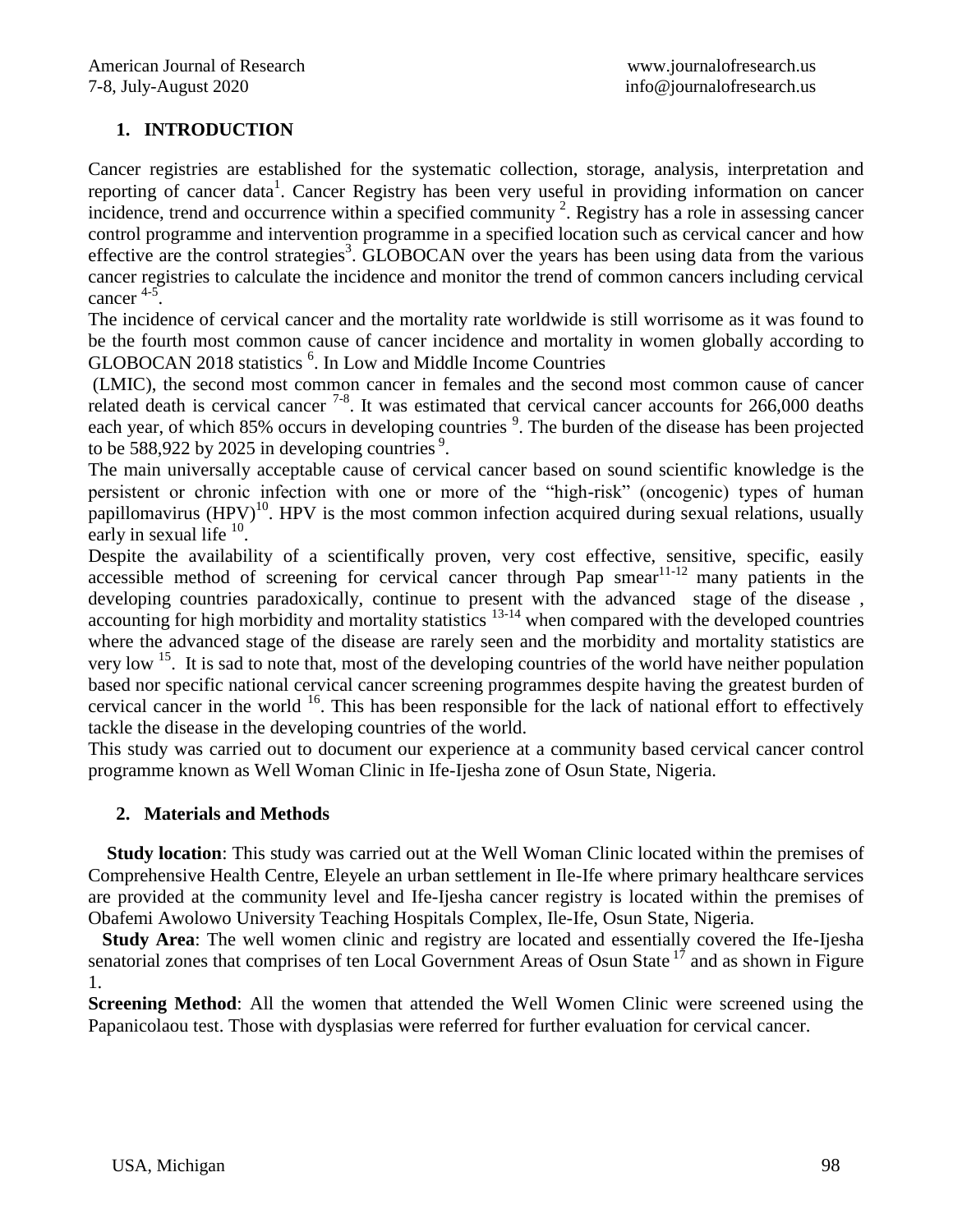## 1. INTRODUCTION

Cancer registries are established for the systematic collection, storage, analysis, interpretation and reporting of cancer data[1]. Cancer Registry has been very useful in providing information on cancer incidence, trend and occurrence within a specified community [2]. Registry has a role in assessing cancer control programme and intervention programme in a specified location such as cervical cancer and how effective are the control strategies[3]. GLOBOCAN over the years has been using data from the various cancer registries to calculate the incidence and monitor the trend of common cancers including cervical cancer [4-5].

The incidence of cervical cancer and the mortality rate worldwide is still worrisome as it was found to be the fourth most common cause of cancer incidence and mortality in women globally according to GLOBOCAN 2018 statistics [6]. In Low and Middle Income Countries

(LMIC), the second most common cancer in females and the second most common cause of cancer related death is cervical cancer [7-8]. It was estimated that cervical cancer accounts for 266,000 deaths each year, of which 85% occurs in developing countries [9]. The burden of the disease has been projected to be 588,922 by 2025 in developing countries [9].

The main universally acceptable cause of cervical cancer based on sound scientific knowledge is the persistent or chronic infection with one or more of the "high-risk" (oncogenic) types of human papillomavirus (HPV)[10]. HPV is the most common infection acquired during sexual relations, usually early in sexual life [10].

Despite the availability of a scientifically proven, very cost effective, sensitive, specific, easily accessible method of screening for cervical cancer through Pap smear[11-12] many patients in the developing countries paradoxically, continue to present with the advanced stage of the disease , accounting for high morbidity and mortality statistics [13-14] when compared with the developed countries where the advanced stage of the disease are rarely seen and the morbidity and mortality statistics are very low [15]. It is sad to note that, most of the developing countries of the world have neither population based nor specific national cervical cancer screening programmes despite having the greatest burden of cervical cancer in the world [16]. This has been responsible for the lack of national effort to effectively tackle the disease in the developing countries of the world.

This study was carried out to document our experience at a community based cervical cancer control programme known as Well Woman Clinic in Ife-Ijesha zone of Osun State, Nigeria.

## 2. Materials and Methods

**Study location**: This study was carried out at the Well Woman Clinic located within the premises of Comprehensive Health Centre, Eleyele an urban settlement in Ile-Ife where primary healthcare services are provided at the community level and Ife-Ijesha cancer registry is located within the premises of Obafemi Awolowo University Teaching Hospitals Complex, Ile-Ife, Osun State, Nigeria.

**Study Area**: The well women clinic and registry are located and essentially covered the Ife-Ijesha senatorial zones that comprises of ten Local Government Areas of Osun State [17] and as shown in Figure 1.

**Screening Method**: All the women that attended the Well Women Clinic were screened using the Papanicolaou test. Those with dysplasias were referred for further evaluation for cervical cancer.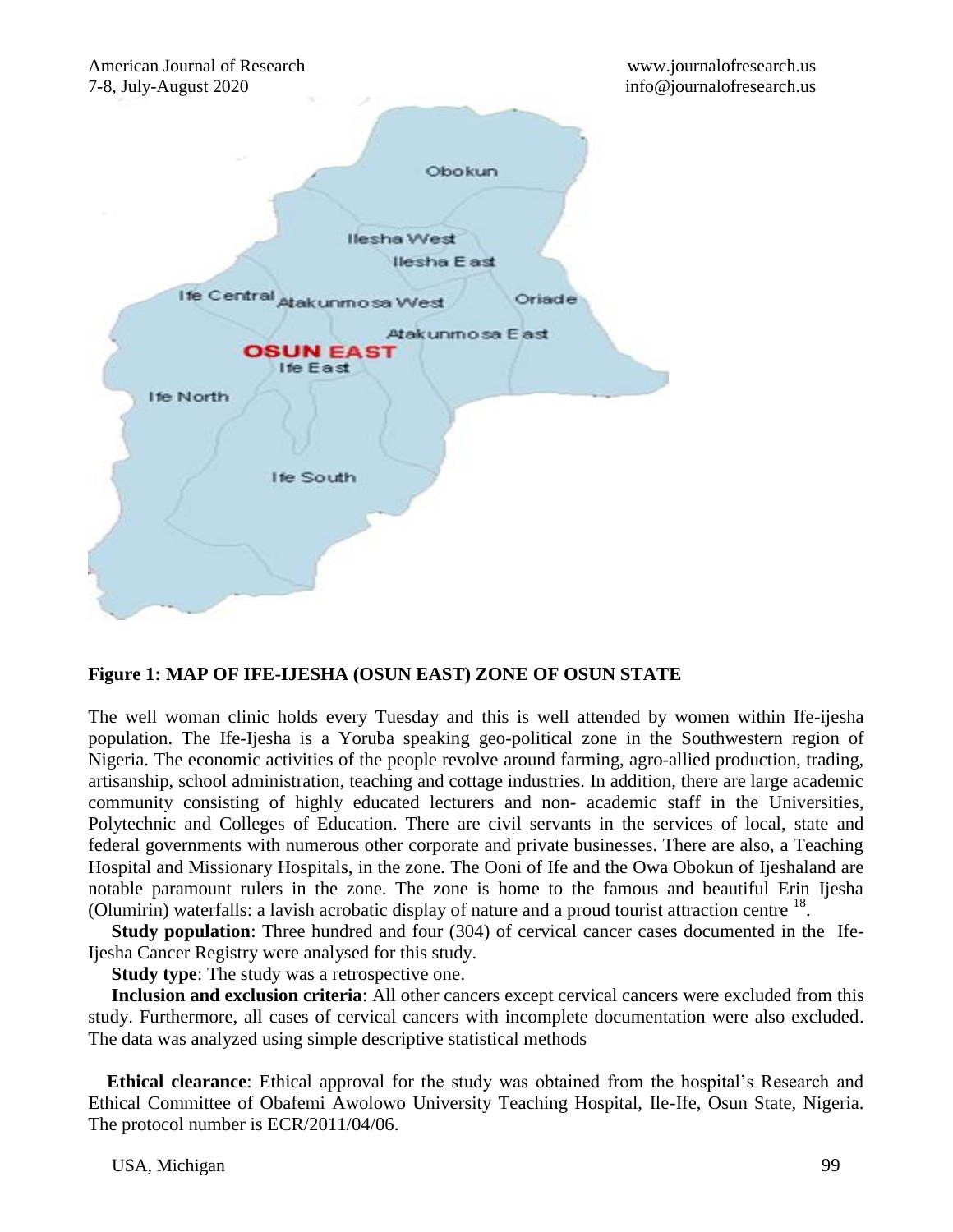**Figure 1: MAP OF IFE-IJESHA (OSUN EAST) ZONE OF OSUN STATE**

The well woman clinic holds every Tuesday and this is well attended by women within Ife-ijesha population. The Ife-Ijesha is a Yoruba speaking geo-political zone in the Southwestern region of Nigeria. The economic activities of the people revolve around farming, agro-allied production, trading, artisanship, school administration, teaching and cottage industries. In addition, there are large academic community consisting of highly educated lecturers and non- academic staff in the Universities, Polytechnic and Colleges of Education. There are civil servants in the services of local, state and federal governments with numerous other corporate and private businesses. There are also, a Teaching Hospital and Missionary Hospitals, in the zone. The Ooni of Ife and the Owa Obokun of Ijeshaland are notable paramount rulers in the zone. The zone is home to the famous and beautiful Erin Ijesha (Olumirin) waterfalls: a lavish acrobatic display of nature and a proud tourist attraction centre [18].

**Study population**: Three hundred and four (304) of cervical cancer cases documented in the Ife-Ijesha Cancer Registry were analysed for this study.

**Study type**: The study was a retrospective one.

**Inclusion and exclusion criteria**: All other cancers except cervical cancers were excluded from this study. Furthermore, all cases of cervical cancers with incomplete documentation were also excluded. The data was analyzed using simple descriptive statistical methods

**Ethical clearance**: Ethical approval for the study was obtained from the hospital's Research and Ethical Committee of Obafemi Awolowo University Teaching Hospital, Ile-Ife, Osun State, Nigeria. The protocol number is ECR/2011/04/06.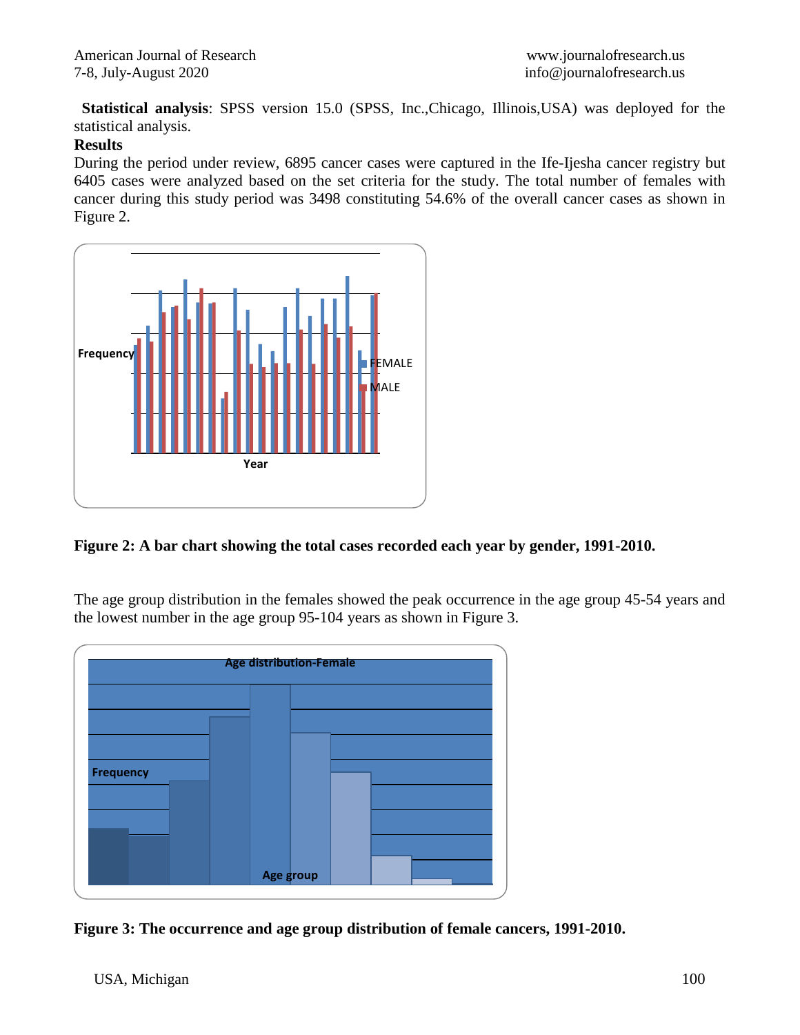**Statistical analysis**: SPSS version 15.0 (SPSS, Inc.,Chicago, Illinois,USA) was deployed for the statistical analysis.

**Results**

During the period under review, 6895 cancer cases were captured in the Ife-Ijesha cancer registry but 6405 cases were analyzed based on the set criteria for the study. The total number of females with cancer during this study period was 3498 constituting 54.6% of the overall cancer cases as shown in Figure 2.

**Figure 2: A bar chart showing the total cases recorded each year by gender, 1991-2010.**

The age group distribution in the females showed the peak occurrence in the age group 45-54 years and the lowest number in the age group 95-104 years as shown in Figure 3.

**Figure 3: The occurrence and age group distribution of female cancers, 1991-2010.**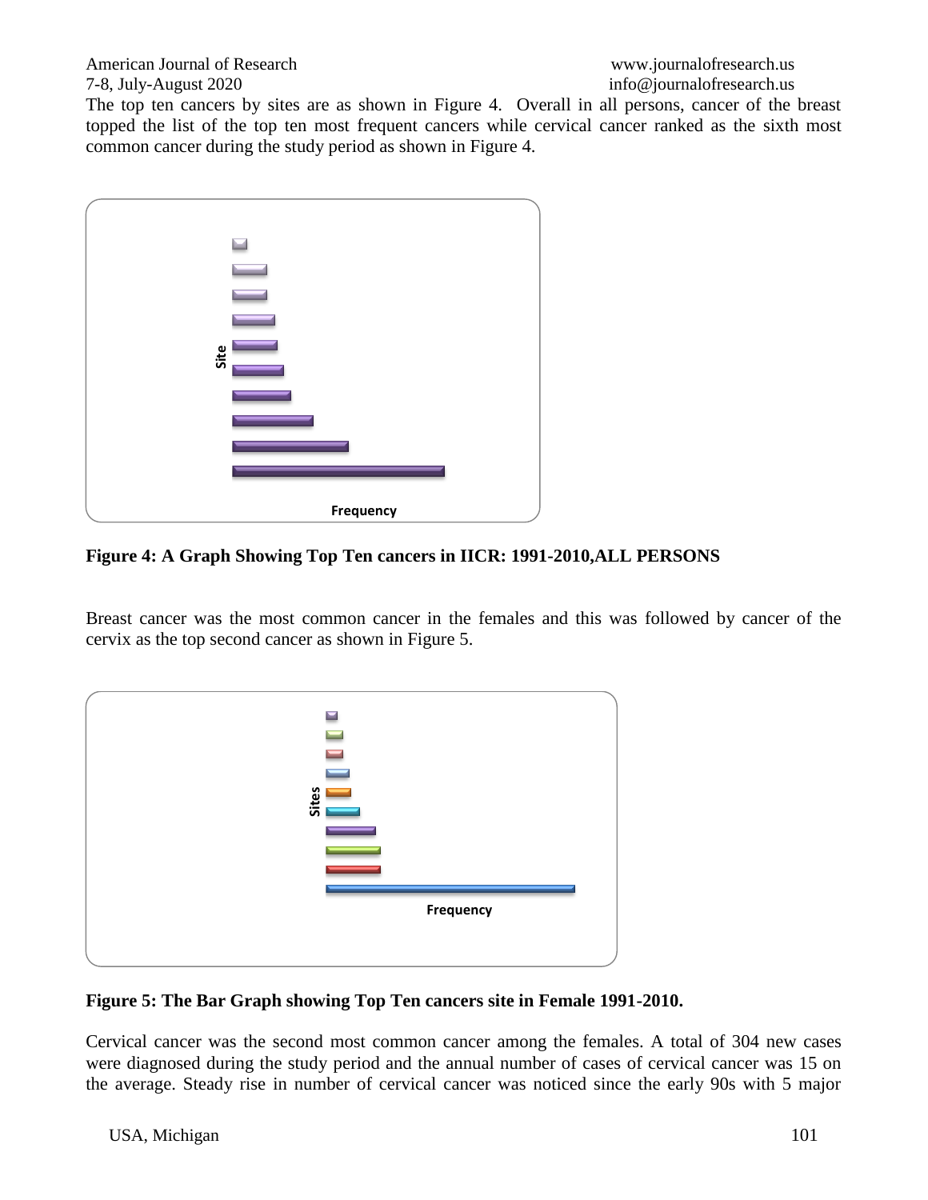The top ten cancers by sites are as shown in Figure 4. Overall in all persons, cancer of the breast topped the list of the top ten most frequent cancers while cervical cancer ranked as the sixth most common cancer during the study period as shown in Figure 4.

Site

Frequency

**Figure 4: A Graph Showing Top Ten cancers in IICR: 1991-2010,ALL PERSONS**

Breast cancer was the most common cancer in the females and this was followed by cancer of the cervix as the top second cancer as shown in Figure 5.

Sites

Frequency

**Figure 5: The Bar Graph showing Top Ten cancers site in Female 1991-2010.**

Cervical cancer was the second most common cancer among the females. A total of 304 new cases were diagnosed during the study period and the annual number of cases of cervical cancer was 15 on the average. Steady rise in number of cervical cancer was noticed since the early 90s with 5 major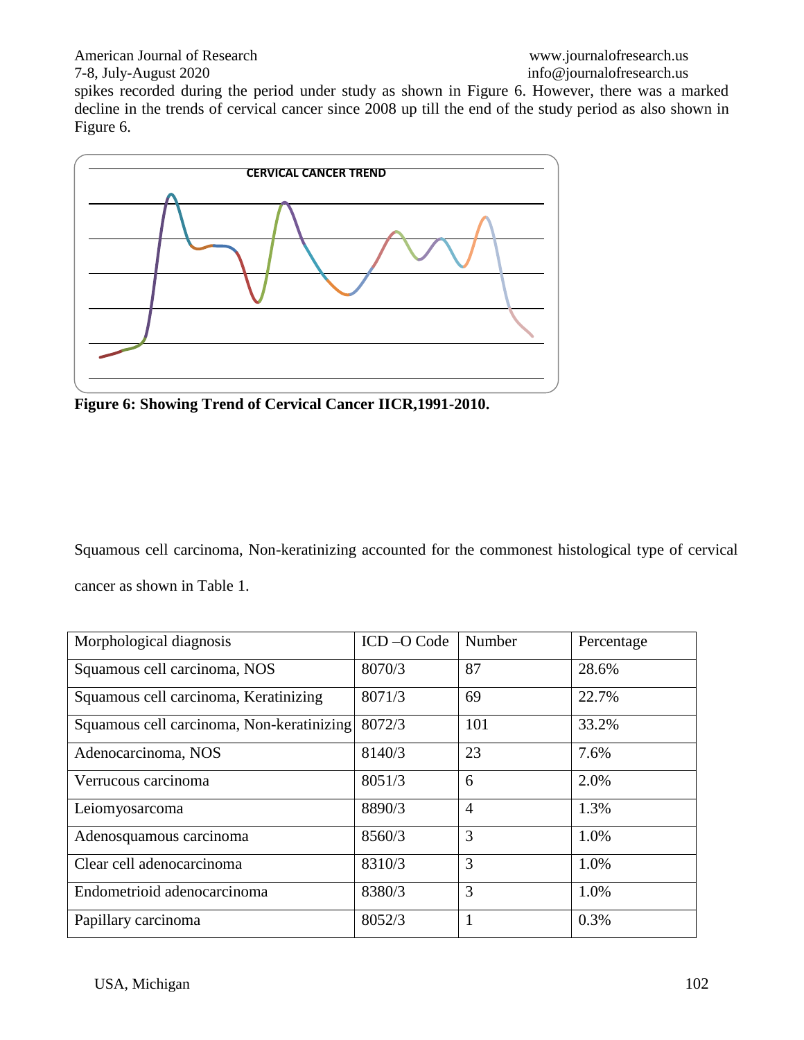spikes recorded during the period under study as shown in Figure 6. However, there was a marked decline in the trends of cervical cancer since 2008 up till the end of the study period as also shown in Figure 6.

CERVICAL CANCER TREND

**Figure 6: Showing Trend of Cervical Cancer IICR,1991-2010.**

Squamous cell carcinoma, Non-keratinizing accounted for the commonest histological type of cervical cancer as shown in Table 1.

| Morphological diagnosis | ICD –O Code | Number | Percentage |
|---|---|---|---|
| Squamous cell carcinoma, NOS | 8070/3 | 87 | 28.6% |
| Squamous cell carcinoma, Keratinizing | 8071/3 | 69 | 22.7% |
| Squamous cell carcinoma, Non-keratinizing | 8072/3 | 101 | 33.2% |
| Adenocarcinoma, NOS | 8140/3 | 23 | 7.6% |
| Verrucous carcinoma | 8051/3 | 6 | 2.0% |
| Leiomyosarcoma | 8890/3 | 4 | 1.3% |
| Adenosquamous carcinoma | 8560/3 | 3 | 1.0% |
| Clear cell adenocarcinoma | 8310/3 | 3 | 1.0% |
| Endometrioid adenocarcinoma | 8380/3 | 3 | 1.0% |
| Papillary carcinoma | 8052/3 | 1 | 0.3% |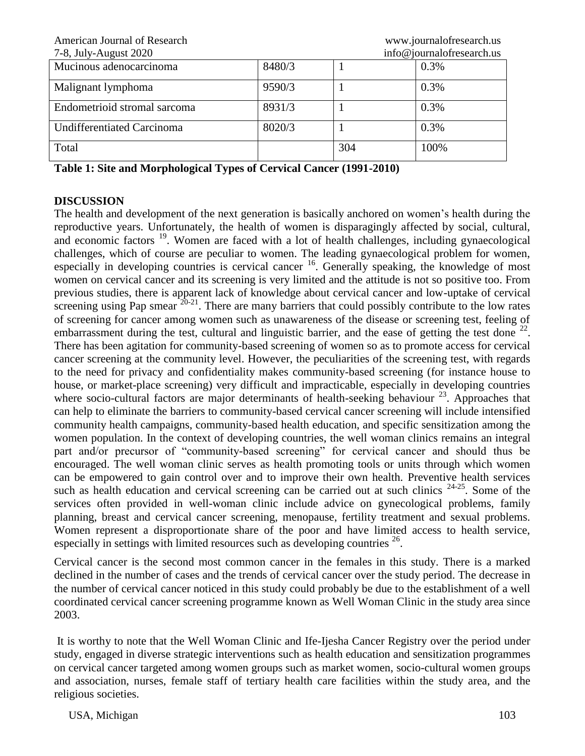| | | | |
|---|---|---|---|
| Mucinous adenocarcinoma | 8480/3 | 1 | 0.3% |
| Malignant lymphoma | 9590/3 | 1 | 0.3% |
| Endometrioid stromal sarcoma | 8931/3 | 1 | 0.3% |
| Undifferentiated Carcinoma | 8020/3 | 1 | 0.3% |
| Total | | 304 | 100% |

**Table 1: Site and Morphological Types of Cervical Cancer (1991-2010)**

## DISCUSSION

The health and development of the next generation is basically anchored on women's health during the reproductive years. Unfortunately, the health of women is disparagingly affected by social, cultural, and economic factors [19]. Women are faced with a lot of health challenges, including gynaecological challenges, which of course are peculiar to women. The leading gynaecological problem for women, especially in developing countries is cervical cancer [16]. Generally speaking, the knowledge of most women on cervical cancer and its screening is very limited and the attitude is not so positive too. From previous studies, there is apparent lack of knowledge about cervical cancer and low-uptake of cervical screening using Pap smear [20-21]. There are many barriers that could possibly contribute to the low rates of screening for cancer among women such as unawareness of the disease or screening test, feeling of embarrassment during the test, cultural and linguistic barrier, and the ease of getting the test done [22]. There has been agitation for community-based screening of women so as to promote access for cervical cancer screening at the community level. However, the peculiarities of the screening test, with regards to the need for privacy and confidentiality makes community-based screening (for instance house to house, or market-place screening) very difficult and impracticable, especially in developing countries where socio-cultural factors are major determinants of health-seeking behaviour [23]. Approaches that can help to eliminate the barriers to community-based cervical cancer screening will include intensified community health campaigns, community-based health education, and specific sensitization among the women population. In the context of developing countries, the well woman clinics remains an integral part and/or precursor of "community-based screening" for cervical cancer and should thus be encouraged. The well woman clinic serves as health promoting tools or units through which women can be empowered to gain control over and to improve their own health. Preventive health services such as health education and cervical screening can be carried out at such clinics [24-25]. Some of the services often provided in well-woman clinic include advice on gynecological problems, family planning, breast and cervical cancer screening, menopause, fertility treatment and sexual problems. Women represent a disproportionate share of the poor and have limited access to health service, especially in settings with limited resources such as developing countries [26].

Cervical cancer is the second most common cancer in the females in this study. There is a marked declined in the number of cases and the trends of cervical cancer over the study period. The decrease in the number of cervical cancer noticed in this study could probably be due to the establishment of a well coordinated cervical cancer screening programme known as Well Woman Clinic in the study area since 2003.

It is worthy to note that the Well Woman Clinic and Ife-Ijesha Cancer Registry over the period under study, engaged in diverse strategic interventions such as health education and sensitization programmes on cervical cancer targeted among women groups such as market women, socio-cultural women groups and association, nurses, female staff of tertiary health care facilities within the study area, and the religious societies.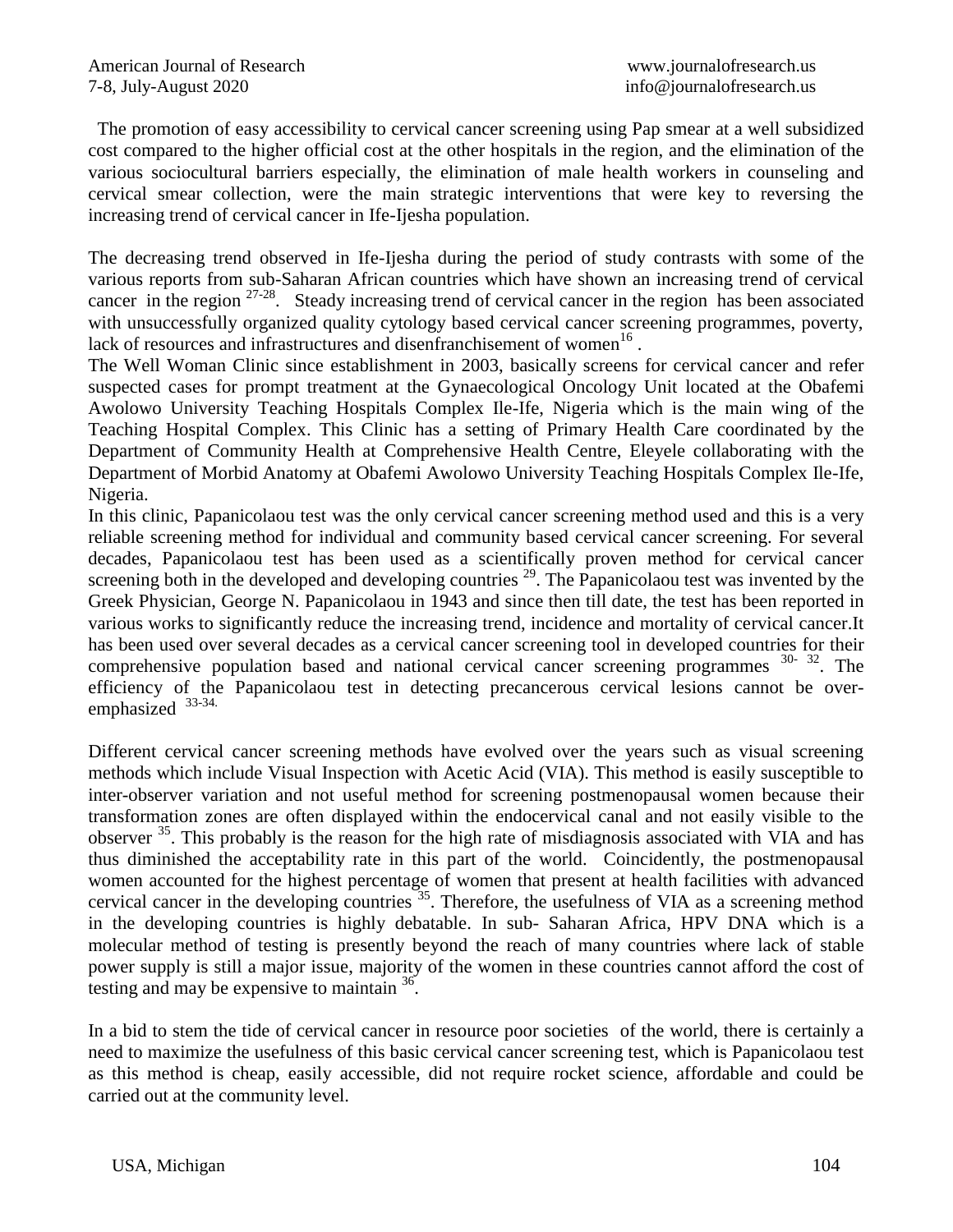The promotion of easy accessibility to cervical cancer screening using Pap smear at a well subsidized cost compared to the higher official cost at the other hospitals in the region, and the elimination of the various sociocultural barriers especially, the elimination of male health workers in counseling and cervical smear collection, were the main strategic interventions that were key to reversing the increasing trend of cervical cancer in Ife-Ijesha population.

The decreasing trend observed in Ife-Ijesha during the period of study contrasts with some of the various reports from sub-Saharan African countries which have shown an increasing trend of cervical cancer in the region [27-28]. Steady increasing trend of cervical cancer in the region has been associated with unsuccessfully organized quality cytology based cervical cancer screening programmes, poverty, lack of resources and infrastructures and disenfranchisement of women[16].

The Well Woman Clinic since establishment in 2003, basically screens for cervical cancer and refer suspected cases for prompt treatment at the Gynaecological Oncology Unit located at the Obafemi Awolowo University Teaching Hospitals Complex Ile-Ife, Nigeria which is the main wing of the Teaching Hospital Complex. This Clinic has a setting of Primary Health Care coordinated by the Department of Community Health at Comprehensive Health Centre, Eleyele collaborating with the Department of Morbid Anatomy at Obafemi Awolowo University Teaching Hospitals Complex Ile-Ife, Nigeria.

In this clinic, Papanicolaou test was the only cervical cancer screening method used and this is a very reliable screening method for individual and community based cervical cancer screening. For several decades, Papanicolaou test has been used as a scientifically proven method for cervical cancer screening both in the developed and developing countries [29]. The Papanicolaou test was invented by the Greek Physician, George N. Papanicolaou in 1943 and since then till date, the test has been reported in various works to significantly reduce the increasing trend, incidence and mortality of cervical cancer.It has been used over several decades as a cervical cancer screening tool in developed countries for their comprehensive population based and national cervical cancer screening programmes [30-32]. The efficiency of the Papanicolaou test in detecting precancerous cervical lesions cannot be over-emphasized [33-34].

Different cervical cancer screening methods have evolved over the years such as visual screening methods which include Visual Inspection with Acetic Acid (VIA). This method is easily susceptible to inter-observer variation and not useful method for screening postmenopausal women because their transformation zones are often displayed within the endocervical canal and not easily visible to the observer [35]. This probably is the reason for the high rate of misdiagnosis associated with VIA and has thus diminished the acceptability rate in this part of the world. Coincidently, the postmenopausal women accounted for the highest percentage of women that present at health facilities with advanced cervical cancer in the developing countries [35]. Therefore, the usefulness of VIA as a screening method in the developing countries is highly debatable. In sub- Saharan Africa, HPV DNA which is a molecular method of testing is presently beyond the reach of many countries where lack of stable power supply is still a major issue, majority of the women in these countries cannot afford the cost of testing and may be expensive to maintain [36].

In a bid to stem the tide of cervical cancer in resource poor societies of the world, there is certainly a need to maximize the usefulness of this basic cervical cancer screening test, which is Papanicolaou test as this method is cheap, easily accessible, did not require rocket science, affordable and could be carried out at the community level.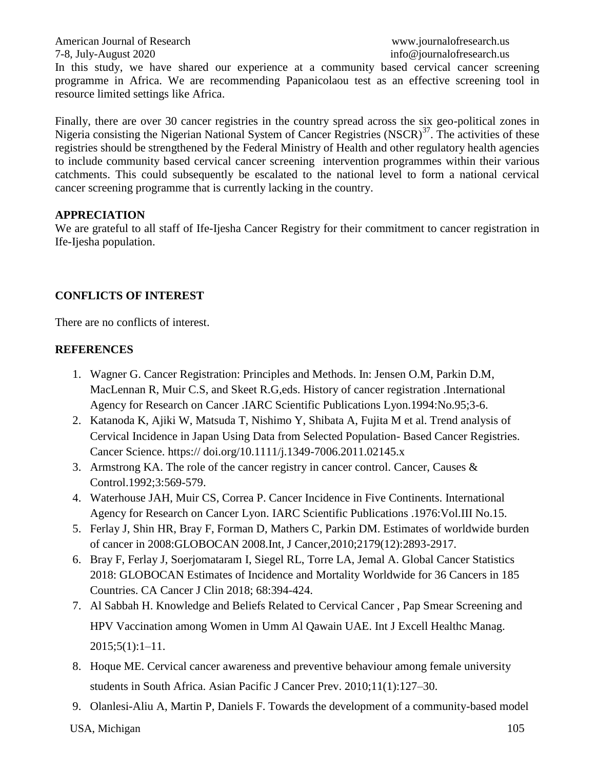In this study, we have shared our experience at a community based cervical cancer screening programme in Africa. We are recommending Papanicolaou test as an effective screening tool in resource limited settings like Africa.

Finally, there are over 30 cancer registries in the country spread across the six geo-political zones in Nigeria consisting the Nigerian National System of Cancer Registries (NSCR)[37]. The activities of these registries should be strengthened by the Federal Ministry of Health and other regulatory health agencies to include community based cervical cancer screening intervention programmes within their various catchments. This could subsequently be escalated to the national level to form a national cervical cancer screening programme that is currently lacking in the country.

## APPRECIATION

We are grateful to all staff of Ife-Ijesha Cancer Registry for their commitment to cancer registration in Ife-Ijesha population.

## CONFLICTS OF INTEREST

There are no conflicts of interest.

## REFERENCES

1. Wagner G. Cancer Registration: Principles and Methods. In: Jensen O.M, Parkin D.M, MacLennan R, Muir C.S, and Skeet R.G,eds. History of cancer registration .International Agency for Research on Cancer .IARC Scientific Publications Lyon.1994:No.95;3-6.
2. Katanoda K, Ajiki W, Matsuda T, Nishimo Y, Shibata A, Fujita M et al. Trend analysis of Cervical Incidence in Japan Using Data from Selected Population- Based Cancer Registries. Cancer Science. https:// doi.org/10.1111/j.1349-7006.2011.02145.x
3. Armstrong KA. The role of the cancer registry in cancer control. Cancer, Causes & Control.1992;3:569-579.
4. Waterhouse JAH, Muir CS, Correa P. Cancer Incidence in Five Continents. International Agency for Research on Cancer Lyon. IARC Scientific Publications .1976:Vol.III No.15.
5. Ferlay J, Shin HR, Bray F, Forman D, Mathers C, Parkin DM. Estimates of worldwide burden of cancer in 2008:GLOBOCAN 2008.Int, J Cancer,2010;2179(12):2893-2917.
6. Bray F, Ferlay J, Soerjomataram I, Siegel RL, Torre LA, Jemal A. Global Cancer Statistics 2018: GLOBOCAN Estimates of Incidence and Mortality Worldwide for 36 Cancers in 185 Countries. CA Cancer J Clin 2018; 68:394-424.
7. Al Sabbah H. Knowledge and Beliefs Related to Cervical Cancer , Pap Smear Screening and HPV Vaccination among Women in Umm Al Qawain UAE. Int J Excell Healthc Manag. 2015;5(1):1–11.
8. Hoque ME. Cervical cancer awareness and preventive behaviour among female university students in South Africa. Asian Pacific J Cancer Prev. 2010;11(1):127–30.
9. Olanlesi-Aliu A, Martin P, Daniels F. Towards the development of a community-based model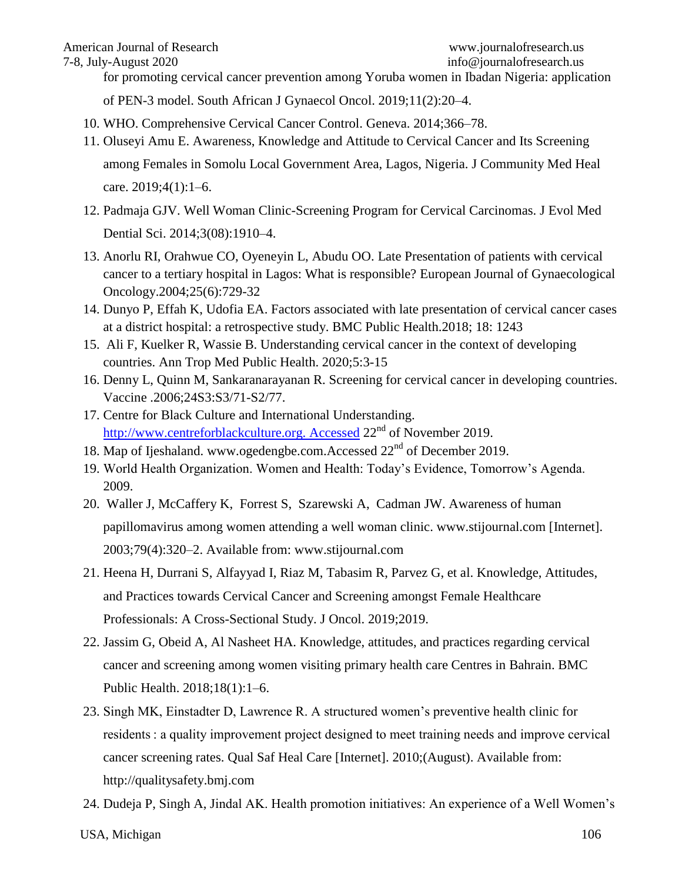for promoting cervical cancer prevention among Yoruba women in Ibadan Nigeria: application of PEN-3 model. South African J Gynaecol Oncol. 2019;11(2):20–4.

10. WHO. Comprehensive Cervical Cancer Control. Geneva. 2014;366–78.
11. Oluseyi Amu E. Awareness, Knowledge and Attitude to Cervical Cancer and Its Screening among Females in Somolu Local Government Area, Lagos, Nigeria. J Community Med Heal care. 2019;4(1):1–6.
12. Padmaja GJV. Well Woman Clinic-Screening Program for Cervical Carcinomas. J Evol Med Dential Sci. 2014;3(08):1910–4.
13. Anorlu RI, Orahwue CO, Oyeneyin L, Abudu OO. Late Presentation of patients with cervical cancer to a tertiary hospital in Lagos: What is responsible? European Journal of Gynaecological Oncology.2004;25(6):729-32
14. Dunyo P, Effah K, Udofia EA. Factors associated with late presentation of cervical cancer cases at a district hospital: a retrospective study. BMC Public Health.2018; 18: 1243
15. Ali F, Kuelker R, Wassie B. Understanding cervical cancer in the context of developing countries. Ann Trop Med Public Health. 2020;5:3-15
16. Denny L, Quinn M, Sankaranarayanan R. Screening for cervical cancer in developing countries. Vaccine .2006;24S3:S3/71-S2/77.
17. Centre for Black Culture and International Understanding. http://www.centreforblackculture.org. Accessed 22nd of November 2019.
18. Map of Ijeshaland. www.ogedengbe.com.Accessed 22nd of December 2019.
19. World Health Organization. Women and Health: Today's Evidence, Tomorrow's Agenda. 2009.
20. Waller J, McCaffery K, Forrest S, Szarewski A, Cadman JW. Awareness of human papillomavirus among women attending a well woman clinic. www.stijournal.com [Internet]. 2003;79(4):320–2. Available from: www.stijournal.com
21. Heena H, Durrani S, Alfayyad I, Riaz M, Tabasim R, Parvez G, et al. Knowledge, Attitudes, and Practices towards Cervical Cancer and Screening amongst Female Healthcare Professionals: A Cross-Sectional Study. J Oncol. 2019;2019.
22. Jassim G, Obeid A, Al Nasheet HA. Knowledge, attitudes, and practices regarding cervical cancer and screening among women visiting primary health care Centres in Bahrain. BMC Public Health. 2018;18(1):1–6.
23. Singh MK, Einstadter D, Lawrence R. A structured women's preventive health clinic for residents : a quality improvement project designed to meet training needs and improve cervical cancer screening rates. Qual Saf Heal Care [Internet]. 2010;(August). Available from: http://qualitysafety.bmj.com
24. Dudeja P, Singh A, Jindal AK. Health promotion initiatives: An experience of a Well Women's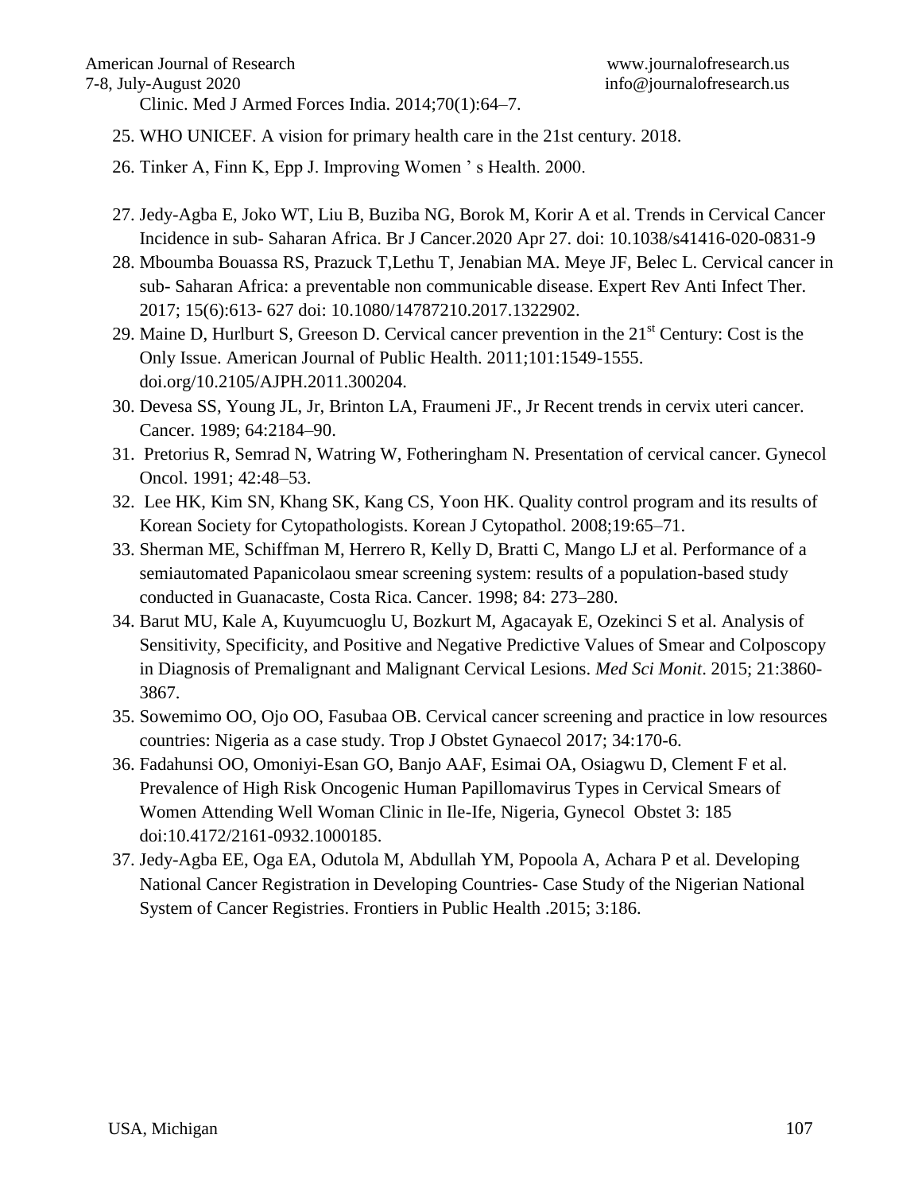Clinic. Med J Armed Forces India. 2014;70(1):64–7.

25. WHO UNICEF. A vision for primary health care in the 21st century. 2018.
26. Tinker A, Finn K, Epp J. Improving Women ' s Health. 2000.
27. Jedy-Agba E, Joko WT, Liu B, Buziba NG, Borok M, Korir A et al. Trends in Cervical Cancer Incidence in sub- Saharan Africa. Br J Cancer.2020 Apr 27. doi: 10.1038/s41416-020-0831-9
28. Mboumba Bouassa RS, Prazuck T,Lethu T, Jenabian MA. Meye JF, Belec L. Cervical cancer in sub- Saharan Africa: a preventable non communicable disease. Expert Rev Anti Infect Ther. 2017; 15(6):613- 627 doi: 10.1080/14787210.2017.1322902.
29. Maine D, Hurlburt S, Greeson D. Cervical cancer prevention in the 21st Century: Cost is the Only Issue. American Journal of Public Health. 2011;101:1549-1555. doi.org/10.2105/AJPH.2011.300204.
30. Devesa SS, Young JL, Jr, Brinton LA, Fraumeni JF., Jr Recent trends in cervix uteri cancer. Cancer. 1989; 64:2184–90.
31. Pretorius R, Semrad N, Watring W, Fotheringham N. Presentation of cervical cancer. Gynecol Oncol. 1991; 42:48–53.
32. Lee HK, Kim SN, Khang SK, Kang CS, Yoon HK. Quality control program and its results of Korean Society for Cytopathologists. Korean J Cytopathol. 2008;19:65–71.
33. Sherman ME, Schiffman M, Herrero R, Kelly D, Bratti C, Mango LJ et al. Performance of a semiautomated Papanicolaou smear screening system: results of a population-based study conducted in Guanacaste, Costa Rica. Cancer. 1998; 84: 273–280.
34. Barut MU, Kale A, Kuyumcuoglu U, Bozkurt M, Agacayak E, Ozekinci S et al. Analysis of Sensitivity, Specificity, and Positive and Negative Predictive Values of Smear and Colposcopy in Diagnosis of Premalignant and Malignant Cervical Lesions. *Med Sci Monit*. 2015; 21:3860-3867.
35. Sowemimo OO, Ojo OO, Fasubaa OB. Cervical cancer screening and practice in low resources countries: Nigeria as a case study. Trop J Obstet Gynaecol 2017; 34:170-6.
36. Fadahunsi OO, Omoniyi-Esan GO, Banjo AAF, Esimai OA, Osiagwu D, Clement F et al. Prevalence of High Risk Oncogenic Human Papillomavirus Types in Cervical Smears of Women Attending Well Woman Clinic in Ile-Ife, Nigeria, Gynecol Obstet 3: 185 doi:10.4172/2161-0932.1000185.
37. Jedy-Agba EE, Oga EA, Odutola M, Abdullah YM, Popoola A, Achara P et al. Developing National Cancer Registration in Developing Countries- Case Study of the Nigerian National System of Cancer Registries. Frontiers in Public Health .2015; 3:186.